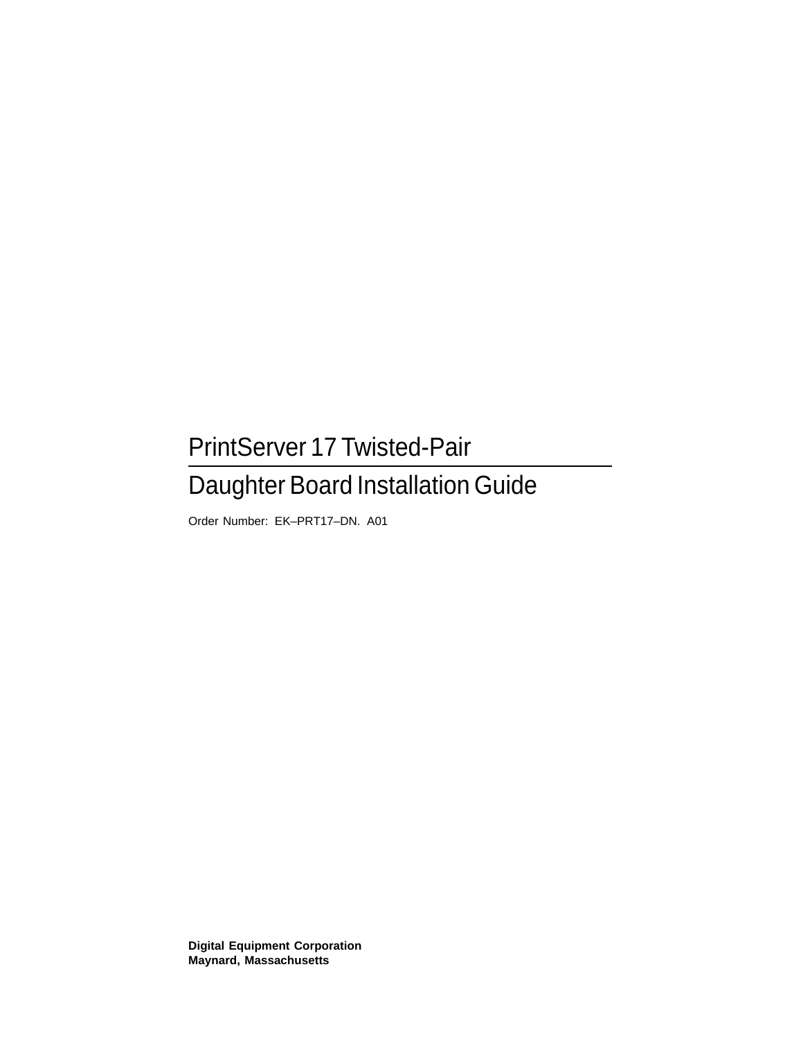# PrintServer 17 Twisted-Pair

# Daughter Board Installation Guide

Order Number: EK–PRT17–DN. A01

**Digital Equipment Corporation**
**Maynard, Massachusetts**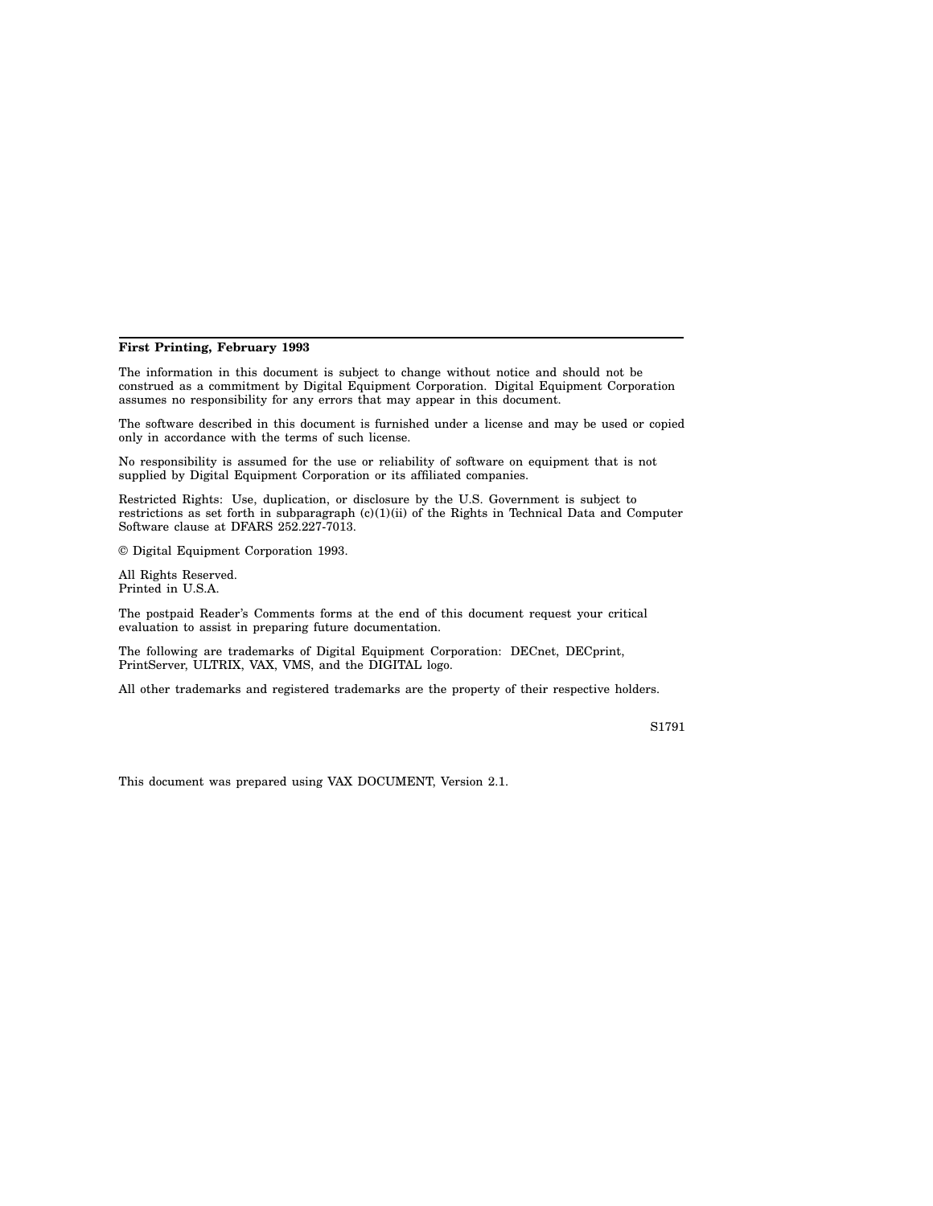**First Printing, February 1993**

The information in this document is subject to change without notice and should not be construed as a commitment by Digital Equipment Corporation. Digital Equipment Corporation assumes no responsibility for any errors that may appear in this document.

The software described in this document is furnished under a license and may be used or copied only in accordance with the terms of such license.

No responsibility is assumed for the use or reliability of software on equipment that is not supplied by Digital Equipment Corporation or its affiliated companies.

Restricted Rights: Use, duplication, or disclosure by the U.S. Government is subject to restrictions as set forth in subparagraph (c)(1)(ii) of the Rights in Technical Data and Computer Software clause at DFARS 252.227-7013.

© Digital Equipment Corporation 1993.

All Rights Reserved.
Printed in U.S.A.

The postpaid Reader's Comments forms at the end of this document request your critical evaluation to assist in preparing future documentation.

The following are trademarks of Digital Equipment Corporation: DECnet, DECprint, PrintServer, ULTRIX, VAX, VMS, and the DIGITAL logo.

All other trademarks and registered trademarks are the property of their respective holders.

S1791

This document was prepared using VAX DOCUMENT, Version 2.1.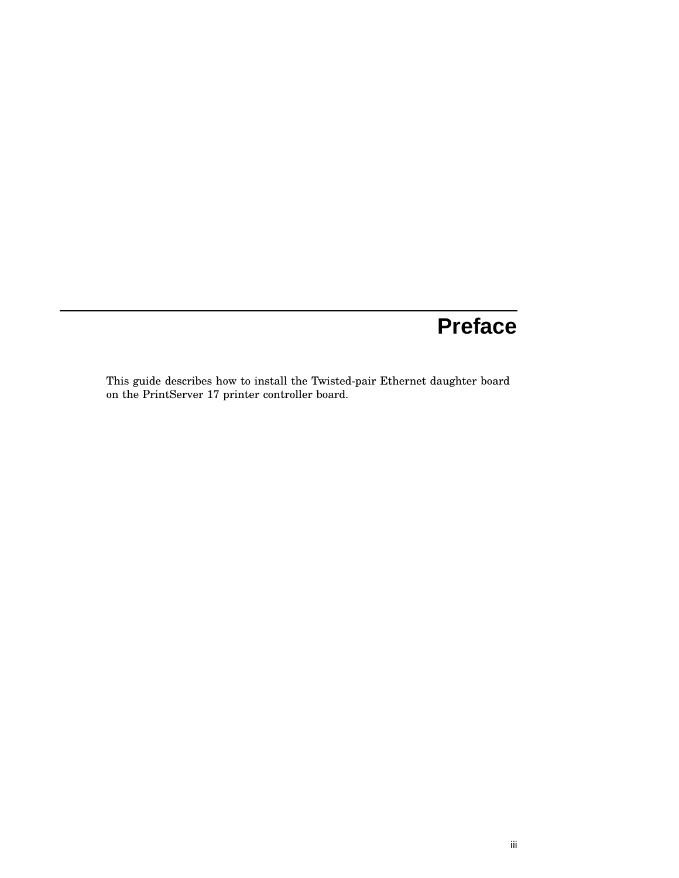# Preface

This guide describes how to install the Twisted-pair Ethernet daughter board on the PrintServer 17 printer controller board.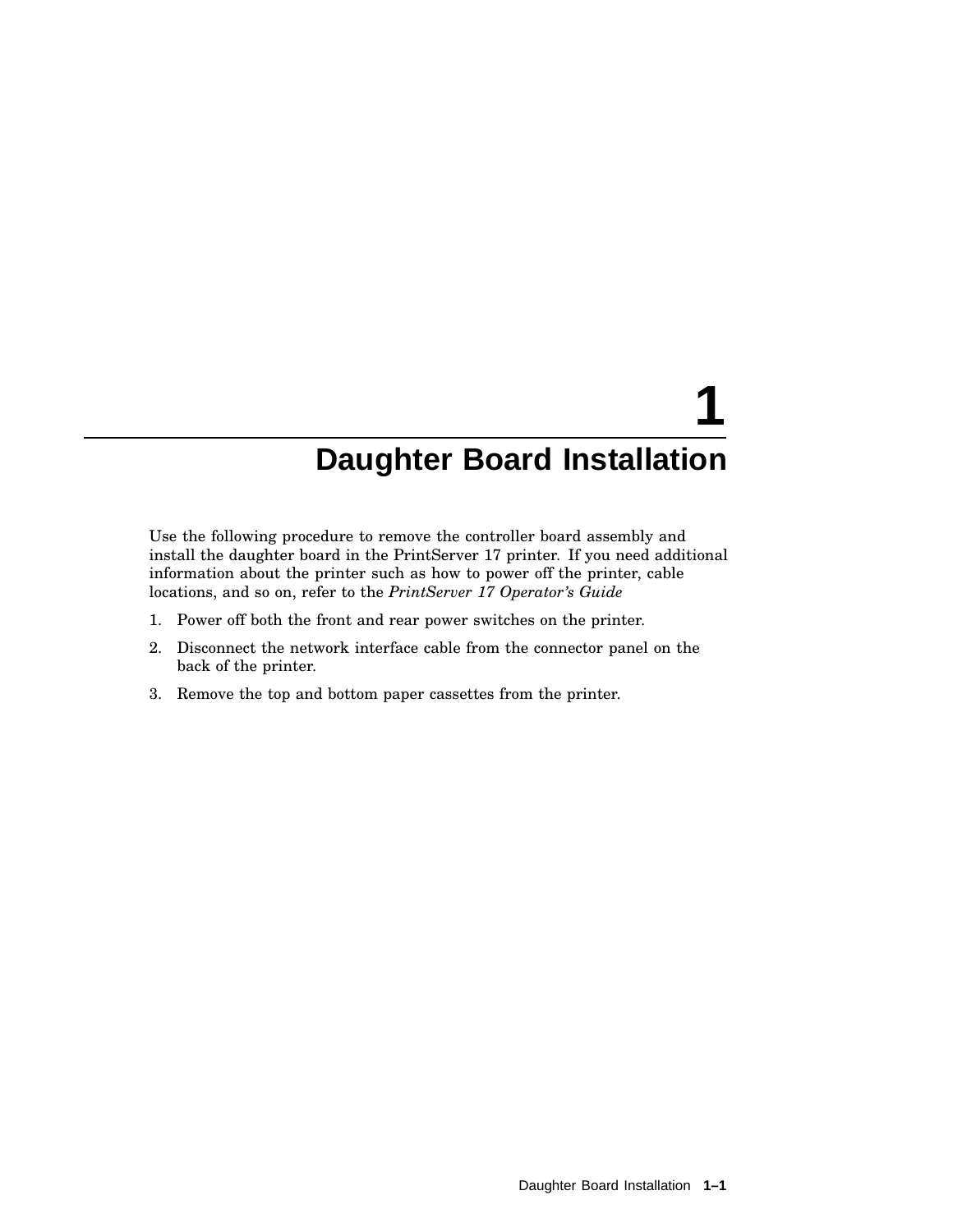# 1 Daughter Board Installation

Use the following procedure to remove the controller board assembly and install the daughter board in the PrintServer 17 printer. If you need additional information about the printer such as how to power off the printer, cable locations, and so on, refer to the *PrintServer 17 Operator's Guide*

1. Power off both the front and rear power switches on the printer.
2. Disconnect the network interface cable from the connector panel on the back of the printer.
3. Remove the top and bottom paper cassettes from the printer.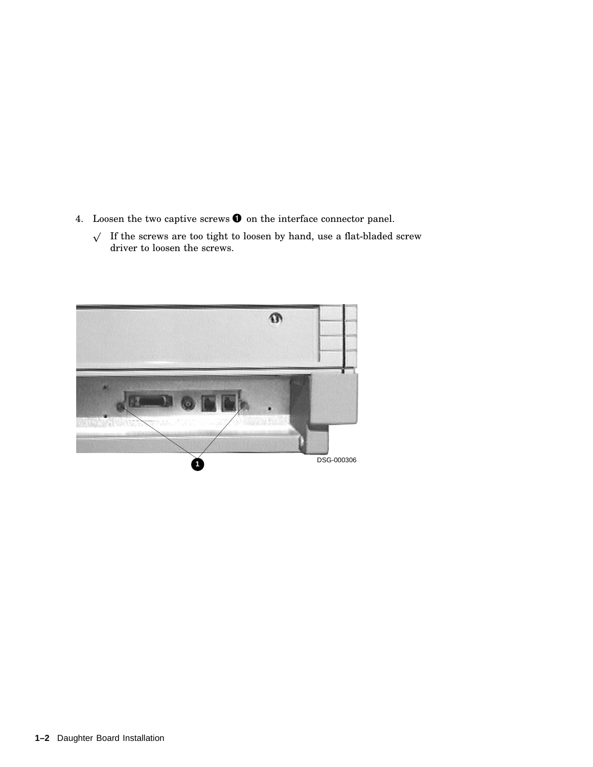4. Loosen the two captive screws ❶ on the interface connector panel.

   √ If the screws are too tight to loosen by hand, use a flat-bladed screw driver to loosen the screws.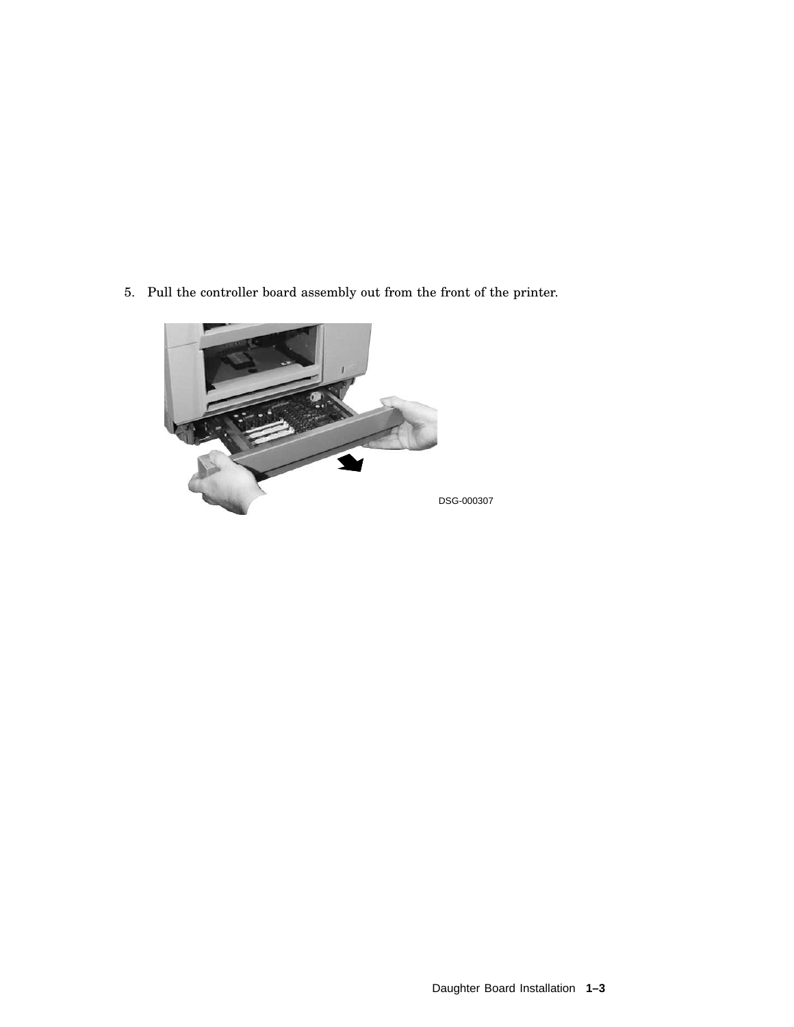5. Pull the controller board assembly out from the front of the printer.

DSG-000307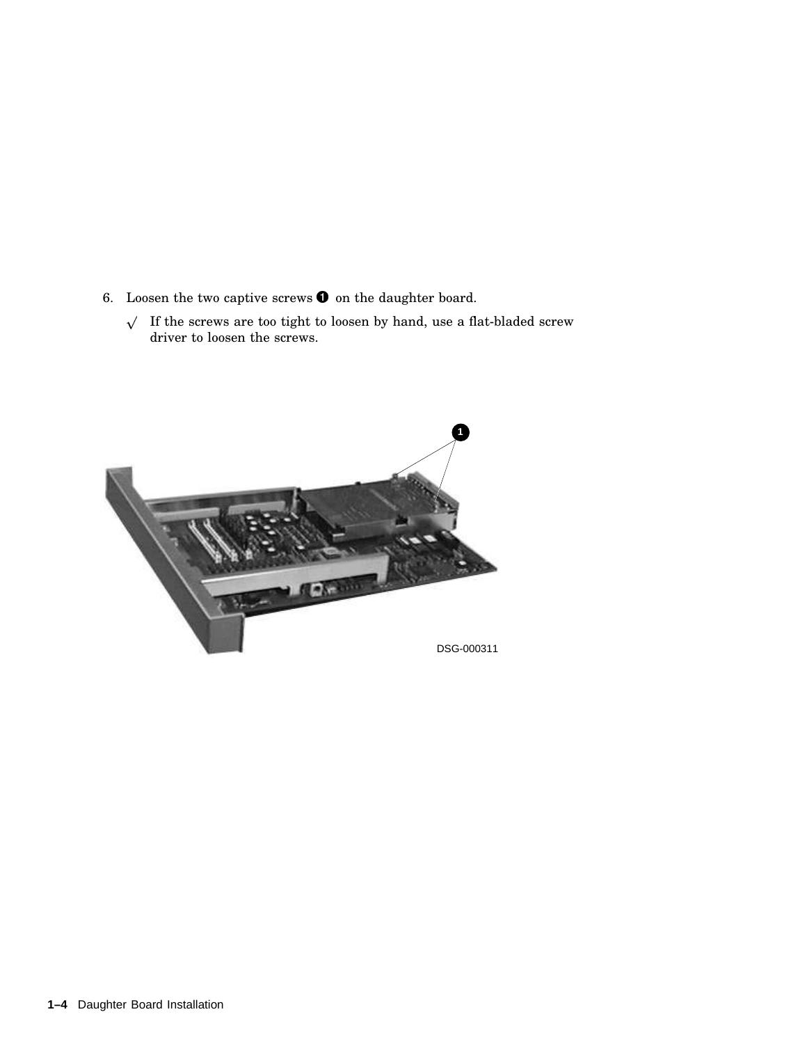6. Loosen the two captive screws ❶ on the daughter board.

   √ If the screws are too tight to loosen by hand, use a flat-bladed screw driver to loosen the screws.

DSG-000311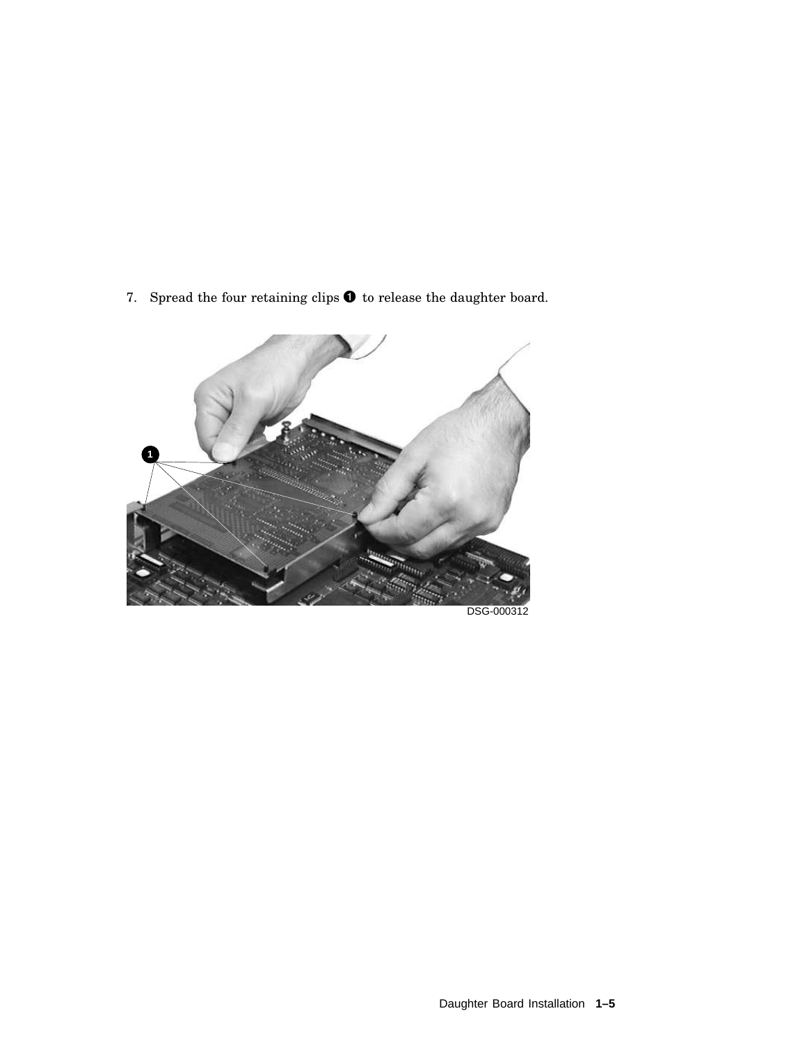7. Spread the four retaining clips ❶ to release the daughter board.

DSG-000312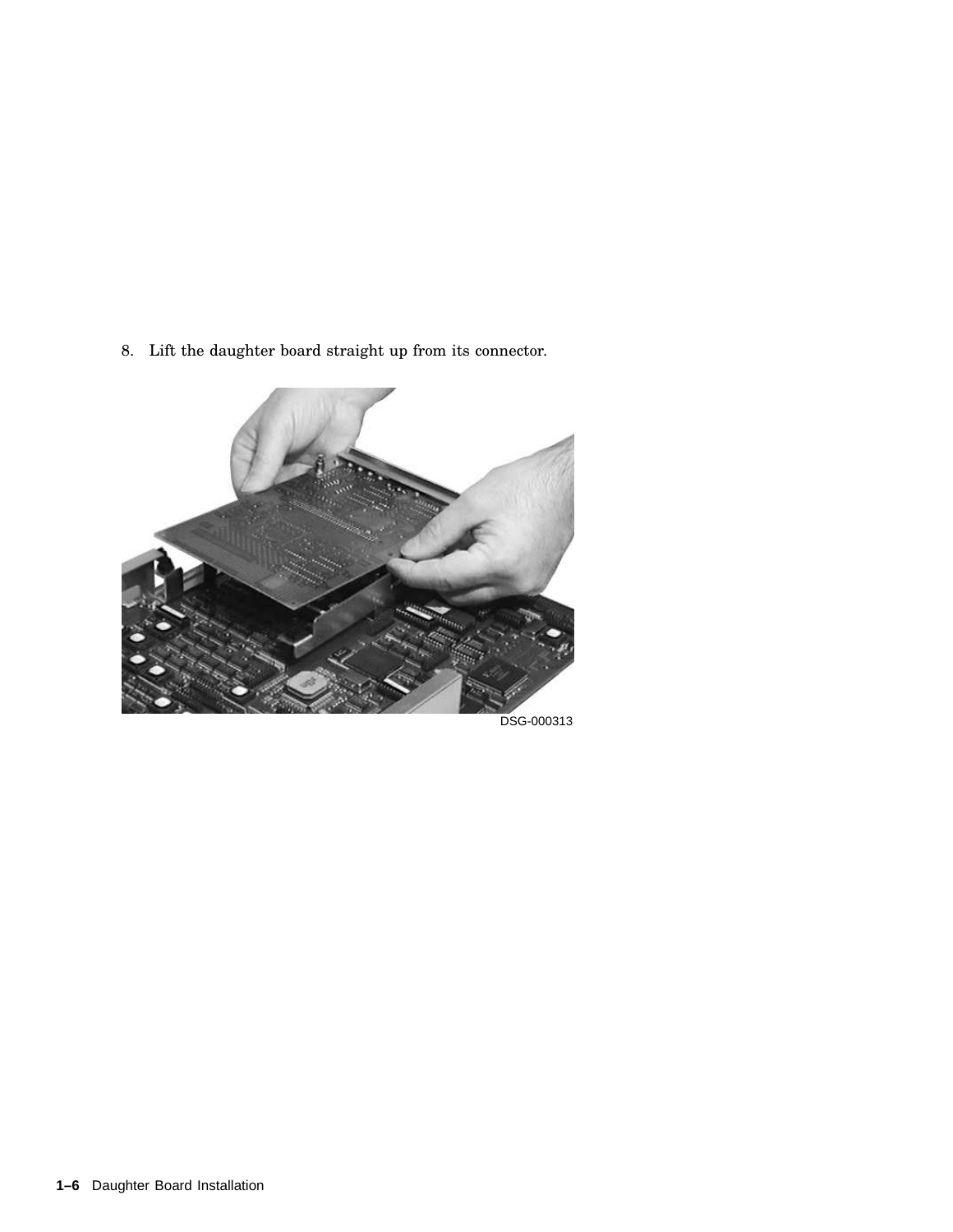8. Lift the daughter board straight up from its connector.

DSG-000313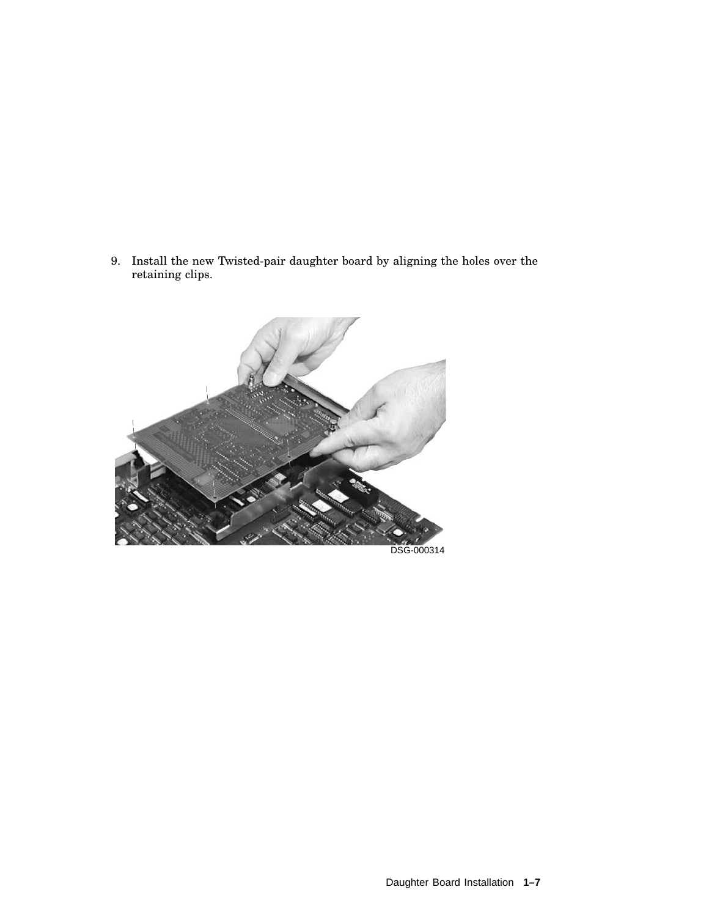9. Install the new Twisted-pair daughter board by aligning the holes over the retaining clips.

DSG-000314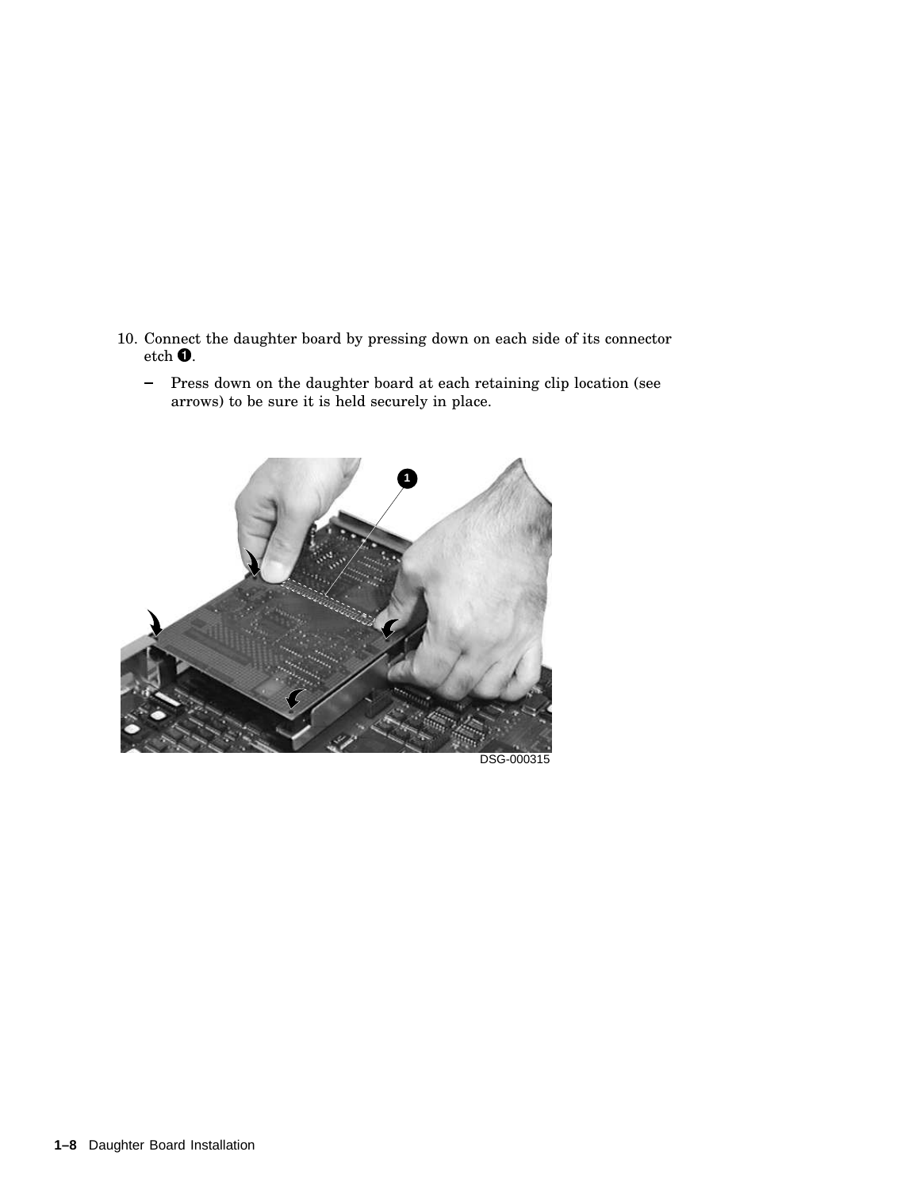10. Connect the daughter board by pressing down on each side of its connector etch ❶.

    – Press down on the daughter board at each retaining clip location (see arrows) to be sure it is held securely in place.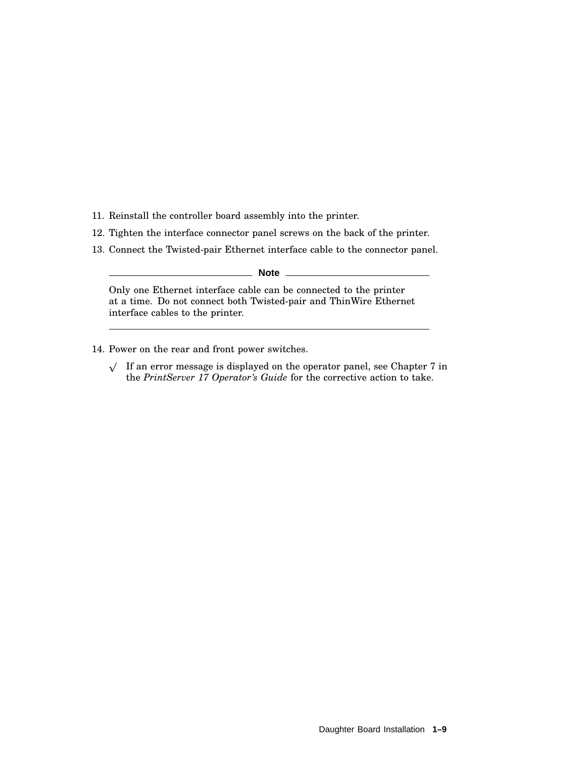11. Reinstall the controller board assembly into the printer.
12. Tighten the interface connector panel screws on the back of the printer.
13. Connect the Twisted-pair Ethernet interface cable to the connector panel.

> **Note**
>
> Only one Ethernet interface cable can be connected to the printer at a time. Do not connect both Twisted-pair and ThinWire Ethernet interface cables to the printer.

14. Power on the rear and front power switches.

    √ If an error message is displayed on the operator panel, see Chapter 7 in the *PrintServer 17 Operator's Guide* for the corrective action to take.